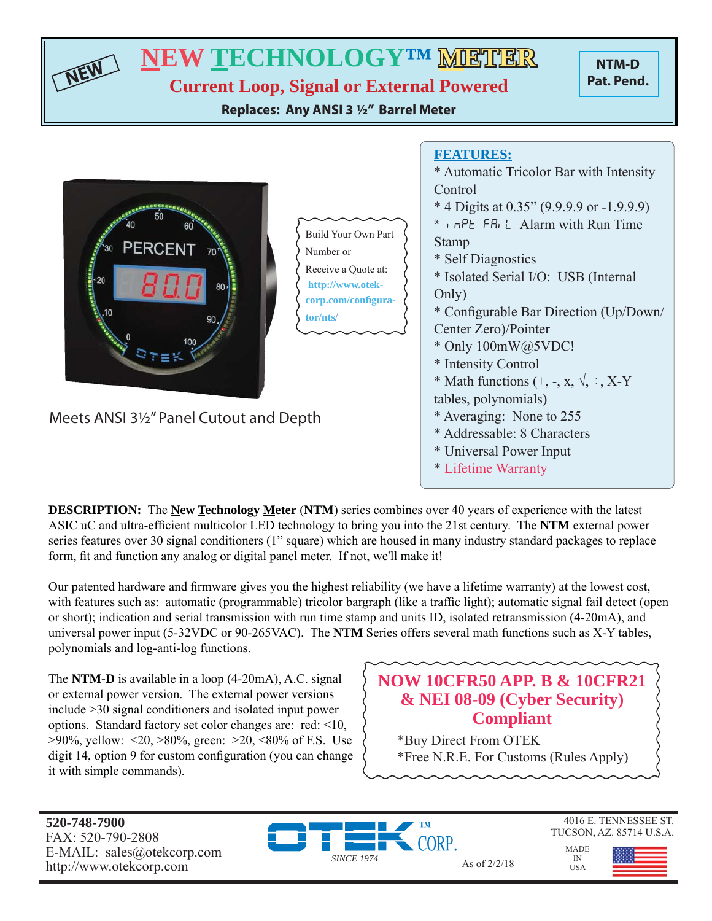NEW

# NEW TECHNOLOGY™ METER

## Current Loop, Signal or External Powered

**Replaces: Any ANSI 3 ½" Barrel Meter**

**NTM-D**
**Pat. Pend.**

Build Your Own Part Number or Receive a Quote at: http://www.otek-corp.com/configurator/nts/

Meets ANSI 3½" Panel Cutout and Depth

**FEATURES:**

* Automatic Tricolor Bar with Intensity Control
* 4 Digits at 0.35" (9.9.9.9 or -1.9.9.9)
* inPt FAiL Alarm with Run Time Stamp
* Self Diagnostics
* Isolated Serial I/O: USB (Internal Only)
* Configurable Bar Direction (Up/Down/Center Zero)/Pointer
* Only 100mW@5VDC!
* Intensity Control
* Math functions (+, -, x, √, ÷, X-Y tables, polynomials)
* Averaging: None to 255
* Addressable: 8 Characters
* Universal Power Input
* Lifetime Warranty

**DESCRIPTION:** The **New Technology Meter** (**NTM**) series combines over 40 years of experience with the latest ASIC uC and ultra-efficient multicolor LED technology to bring you into the 21st century. The **NTM** external power series features over 30 signal conditioners (1" square) which are housed in many industry standard packages to replace form, fit and function any analog or digital panel meter. If not, we'll make it!

Our patented hardware and firmware gives you the highest reliability (we have a lifetime warranty) at the lowest cost, with features such as: automatic (programmable) tricolor bargraph (like a traffic light); automatic signal fail detect (open or short); indication and serial transmission with run time stamp and units ID, isolated retransmission (4-20mA), and universal power input (5-32VDC or 90-265VAC). The **NTM** Series offers several math functions such as X-Y tables, polynomials and log-anti-log functions.

The **NTM-D** is available in a loop (4-20mA), A.C. signal or external power version. The external power versions include >30 signal conditioners and isolated input power options. Standard factory set color changes are: red: <10, >90%, yellow: <20, >80%, green: >20, <80% of F.S. Use digit 14, option 9 for custom configuration (you can change it with simple commands).

**NOW 10CFR50 APP. B & 10CFR21 & NEI 08-09 (Cyber Security) Compliant**

*Buy Direct From OTEK
*Free N.R.E. For Customs (Rules Apply)

**520-748-7900**
FAX: 520-790-2808
E-MAIL: sales@otekcorp.com
http://www.otekcorp.com

OTEK™ CORP. SINCE 1974

As of 2/2/18

4016 E. TENNESSEE ST.
TUCSON, AZ. 85714 U.S.A.

MADE IN USA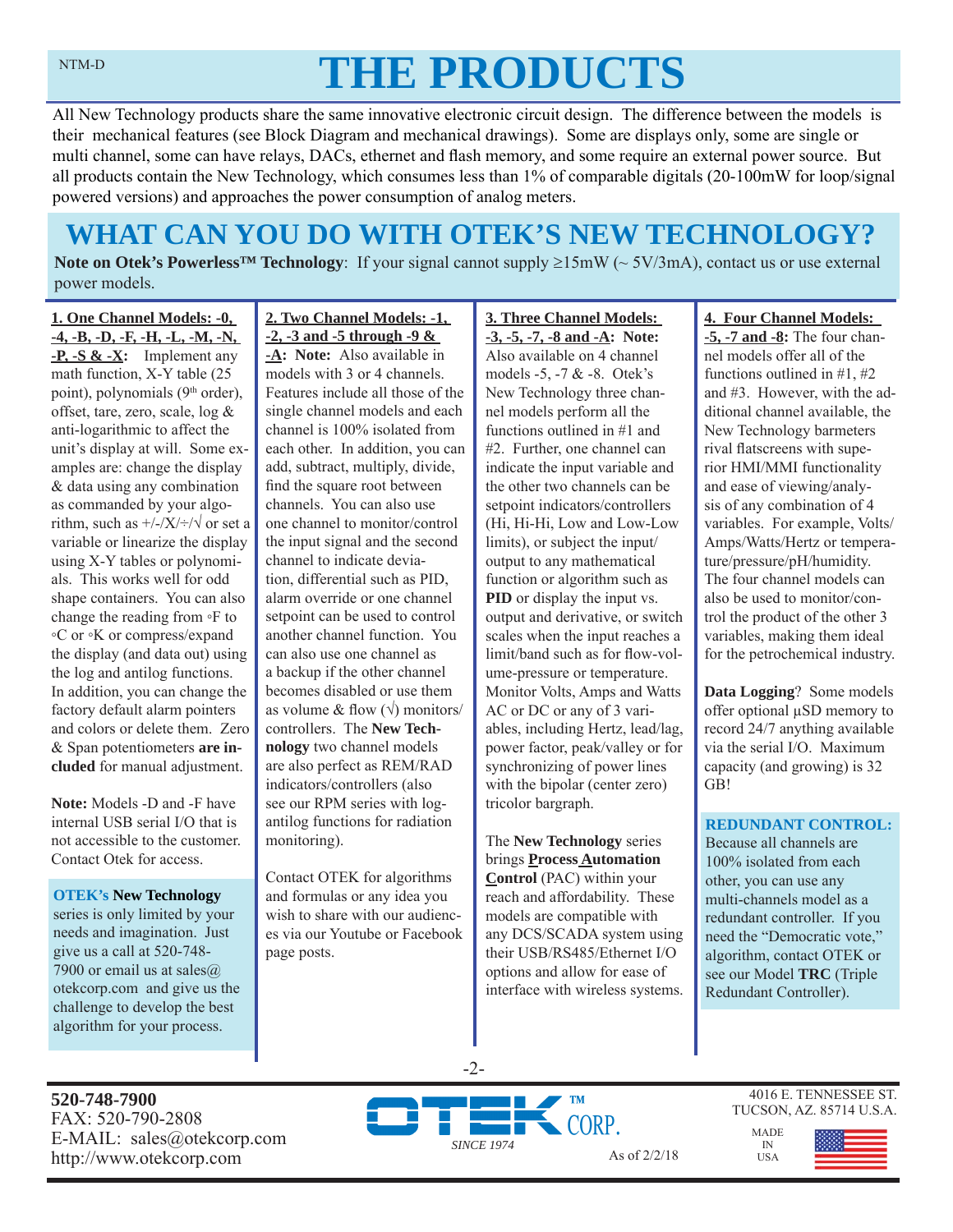NTM-D

# THE PRODUCTS

All New Technology products share the same innovative electronic circuit design. The difference between the models is their mechanical features (see Block Diagram and mechanical drawings). Some are displays only, some are single or multi channel, some can have relays, DACs, ethernet and flash memory, and some require an external power source. But all products contain the New Technology, which consumes less than 1% of comparable digitals (20-100mW for loop/signal powered versions) and approaches the power consumption of analog meters.

# WHAT CAN YOU DO WITH OTEK'S NEW TECHNOLOGY?

**Note on Otek's Powerless™ Technology**: If your signal cannot supply ≥15mW (~ 5V/3mA), contact us or use external power models.

**1. One Channel Models: -0, -4, -B, -D, -F, -H, -L, -M, -N, -P, -S & -X:** Implement any math function, X-Y table (25 point), polynomials (9th order), offset, tare, zero, scale, log & anti-logarithmic to affect the unit's display at will. Some examples are: change the display & data using any combination as commanded by your algorithm, such as +/-/X/÷/√ or set a variable or linearize the display using X-Y tables or polynomials. This works well for odd shape containers. You can also change the reading from ◦F to ◦C or ◦K or compress/expand the display (and data out) using the log and antilog functions. In addition, you can change the factory default alarm pointers and colors or delete them. Zero & Span potentiometers **are included** for manual adjustment.

**Note:** Models -D and -F have internal USB serial I/O that is not accessible to the customer. Contact Otek for access.

**OTEK's New Technology** series is only limited by your needs and imagination. Just give us a call at 520-748-7900 or email us at sales@otekcorp.com and give us the challenge to develop the best algorithm for your process.

**2. Two Channel Models: -1, -2, -3 and -5 through -9 & -A: Note:** Also available in models with 3 or 4 channels. Features include all those of the single channel models and each channel is 100% isolated from each other. In addition, you can add, subtract, multiply, divide, find the square root between channels. You can also use one channel to monitor/control the input signal and the second channel to indicate deviation, differential such as PID, alarm override or one channel setpoint can be used to control another channel function. You can also use one channel as a backup if the other channel becomes disabled or use them as volume & flow (√) monitors/controllers. The **New Technology** two channel models are also perfect as REM/RAD indicators/controllers (also see our RPM series with log-antilog functions for radiation monitoring).

Contact OTEK for algorithms and formulas or any idea you wish to share with our audiences via our Youtube or Facebook page posts.

**3. Three Channel Models: -3, -5, -7, -8 and -A: Note:** Also available on 4 channel models -5, -7 & -8. Otek's New Technology three channel models perform all the functions outlined in #1 and #2. Further, one channel can indicate the input variable and the other two channels can be setpoint indicators/controllers (Hi, Hi-Hi, Low and Low-Low limits), or subject the input/output to any mathematical function or algorithm such as **PID** or display the input vs. output and derivative, or switch scales when the input reaches a limit/band such as for flow-volume-pressure or temperature. Monitor Volts, Amps and Watts AC or DC or any of 3 variables, including Hertz, lead/lag, power factor, peak/valley or for synchronizing of power lines with the bipolar (center zero) tricolor bargraph.

The **New Technology** series brings **Process Automation Control** (PAC) within your reach and affordability. These models are compatible with any DCS/SCADA system using their USB/RS485/Ethernet I/O options and allow for ease of interface with wireless systems.

**4. Four Channel Models: -5, -7 and -8:** The four channel models offer all of the functions outlined in #1, #2 and #3. However, with the additional channel available, the New Technology barmeters rival flatscreens with superior HMI/MMI functionality and ease of viewing/analysis of any combination of 4 variables. For example, Volts/Amps/Watts/Hertz or temperature/pressure/pH/humidity. The four channel models can also be used to monitor/control the product of the other 3 variables, making them ideal for the petrochemical industry.

**Data Logging**? Some models offer optional µSD memory to record 24/7 anything available via the serial I/O. Maximum capacity (and growing) is 32 GB!

**REDUNDANT CONTROL:** Because all channels are 100% isolated from each other, you can use any multi-channels model as a redundant controller. If you need the "Democratic vote," algorithm, contact OTEK or see our Model **TRC** (Triple Redundant Controller).

**520-748-7900**
FAX: 520-790-2808
E-MAIL: sales@otekcorp.com
http://www.otekcorp.com

OTEK™ CORP. SINCE 1974

As of 2/2/18

4016 E. TENNESSEE ST.
TUCSON, AZ. 85714 U.S.A.

MADE IN USA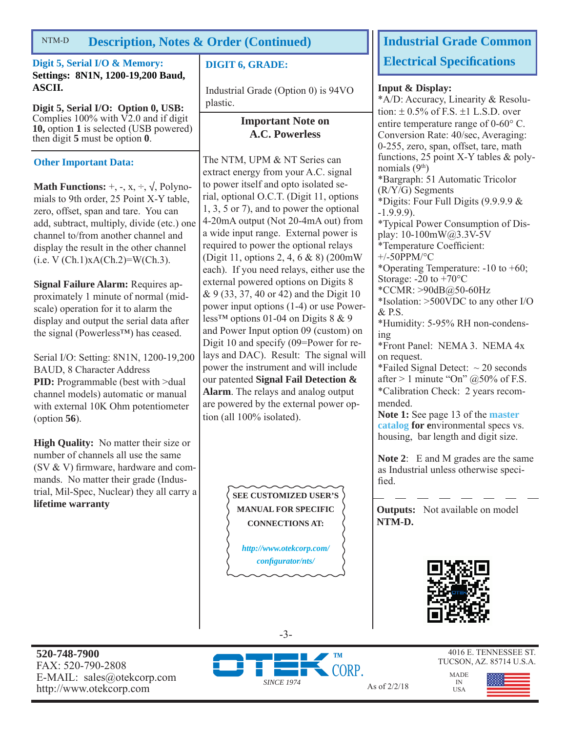NTM-D

## Description, Notes & Order (Continued)

### Digit 5, Serial I/O & Memory:

**Settings: 8N1N, 1200-19,200 Baud, ASCII.**

**Digit 5, Serial I/O: Option 0, USB:** Complies 100% with V2.0 and if digit **10,** option **1** is selected (USB powered) then digit **5** must be option **0**.

### Other Important Data:

**Math Functions:** +, -, x, ÷, √, Polynomials to 9th order, 25 Point X-Y table, zero, offset, span and tare. You can add, subtract, multiply, divide (etc.) one channel to/from another channel and display the result in the other channel (i.e. V (Ch.1)xA(Ch.2)=W(Ch.3).

**Signal Failure Alarm:** Requires approximately 1 minute of normal (mid-scale) operation for it to alarm the display and output the serial data after the signal (Powerless™) has ceased.

Serial I/O: Setting: 8N1N, 1200-19,200 BAUD, 8 Character Address
**PID:** Programmable (best with >dual channel models) automatic or manual with external 10K Ohm potentiometer (option **56**).

**High Quality:** No matter their size or number of channels all use the same (SV & V) firmware, hardware and commands. No matter their grade (Industrial, Mil-Spec, Nuclear) they all carry a **lifetime warranty**

### DIGIT 6, GRADE:

Industrial Grade (Option 0) is 94VO plastic.

### Important Note on A.C. Powerless

The NTM, UPM & NT Series can extract energy from your A.C. signal to power itself and opto isolated serial, optional O.C.T. (Digit 11, options 1, 3, 5 or 7), and to power the optional 4-20mA output (Not 20-4mA out) from a wide input range. External power is required to power the optional relays (Digit 11, options 2, 4, 6 & 8) (200mW each). If you need relays, either use the external powered options on Digits 8 & 9 (33, 37, 40 or 42) and the Digit 10 power input options (1-4) or use Powerless™ options 01-04 on Digits 8 & 9 and Power Input option 09 (custom) on Digit 10 and specify (09=Power for relays and DAC). Result: The signal will power the instrument and will include our patented **Signal Fail Detection & Alarm**. The relays and analog output are powered by the external power option (all 100% isolated).

**SEE CUSTOMIZED USER'S MANUAL FOR SPECIFIC CONNECTIONS AT:**

*http://www.otekcorp.com/configurator/nts/*

## Industrial Grade Common Electrical Specifications

**Input & Display:**
*A/D: Accuracy, Linearity & Resolution: ± 0.5% of F.S. ±1 L.S.D. over entire temperature range of 0-60° C. Conversion Rate: 40/sec, Averaging: 0-255, zero, span, offset, tare, math functions, 25 point X-Y tables & polynomials (9th)
*Bargraph: 51 Automatic Tricolor (R/Y/G) Segments
*Digits: Four Full Digits (9.9.9.9 & -1.9.9.9).
*Typical Power Consumption of Display: 10-100mW@3.3V-5V
*Temperature Coefficient: +/-50PPM/°C
*Operating Temperature: -10 to +60; Storage: -20 to +70°C
*CCMR: >90dB@50-60Hz
*Isolation: >500VDC to any other I/O & P.S.
*Humidity: 5-95% RH non-condensing
*Front Panel: NEMA 3. NEMA 4x on request.
*Failed Signal Detect: ~ 20 seconds after > 1 minute "On" @50% of F.S.
*Calibration Check: 2 years recommended.
**Note 1:** See page 13 of the **master catalog for e**nvironmental specs vs. housing, bar length and digit size.

**Note 2**: E and M grades are the same as Industrial unless otherwise specified.

**Outputs:** Not available on model **NTM-D.**

**520-748-7900**
FAX: 520-790-2808
E-MAIL: sales@otekcorp.com
http://www.otekcorp.com

OTEK™ CORP. *SINCE 1974*

As of 2/2/18

4016 E. TENNESSEE ST.
TUCSON, AZ. 85714 U.S.A.

MADE IN USA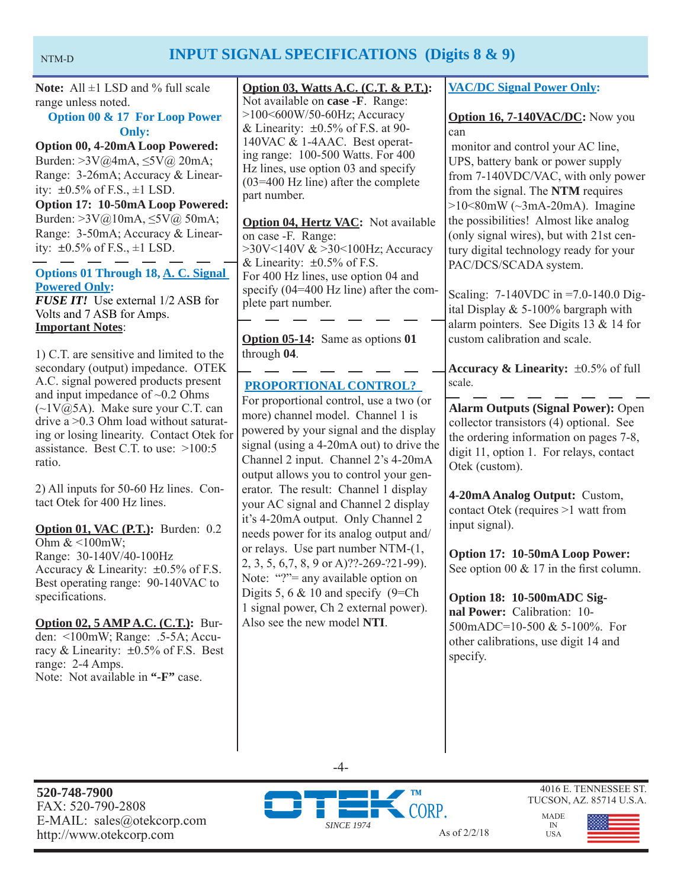# INPUT SIGNAL SPECIFICATIONS (Digits 8 & 9)

**Note:** All ±1 LSD and % full scale range unless noted.

**Option 00 & 17 For Loop Power Only:**

**Option 00, 4-20mA Loop Powered:** Burden: >3V@4mA, ≤5V@ 20mA; Range: 3-26mA; Accuracy & Linearity: ±0.5% of F.S., ±1 LSD.

**Option 17: 10-50mA Loop Powered:** Burden: >3V@10mA, ≤5V@ 50mA; Range: 3-50mA; Accuracy & Linearity: ±0.5% of F.S., ±1 LSD.

---

**Options 01 Through 18, A. C. Signal Powered Only:**

***FUSE IT!*** Use external 1/2 ASB for Volts and 7 ASB for Amps.

**Important Notes**:

1) C.T. are sensitive and limited to the secondary (output) impedance. OTEK A.C. signal powered products present and input impedance of ~0.2 Ohms (~1V@5A). Make sure your C.T. can drive a >0.3 Ohm load without saturating or losing linearity. Contact Otek for assistance. Best C.T. to use: >100:5 ratio.

2) All inputs for 50-60 Hz lines. Contact Otek for 400 Hz lines.

**Option 01, VAC (P.T.):** Burden: 0.2 Ohm & <100mW; Range: 30-140V/40-100Hz Accuracy & Linearity: ±0.5% of F.S. Best operating range: 90-140VAC to specifications.

**Option 02, 5 AMP A.C. (C.T.):** Burden: <100mW; Range: .5-5A; Accuracy & Linearity: ±0.5% of F.S. Best range: 2-4 Amps. Note: Not available in **"-F"** case.

**Option 03, Watts A.C. (C.T. & P.T.):** Not available on **case -F**. Range: >100<600W/50-60Hz; Accuracy & Linearity: ±0.5% of F.S. at 90-140VAC & 1-4AAC. Best operating range: 100-500 Watts. For 400 Hz lines, use option 03 and specify (03=400 Hz line) after the complete part number.

**Option 04, Hertz VAC:** Not available on case -F. Range: >30V<140V & >30<100Hz; Accuracy & Linearity: ±0.5% of F.S. For 400 Hz lines, use option 04 and specify (04=400 Hz line) after the complete part number.

---

**Option 05-14:** Same as options **01** through **04**.

---

**PROPORTIONAL CONTROL?**

For proportional control, use a two (or more) channel model. Channel 1 is powered by your signal and the display signal (using a 4-20mA out) to drive the Channel 2 input. Channel 2's 4-20mA output allows you to control your generator. The result: Channel 1 display your AC signal and Channel 2 display it's 4-20mA output. Only Channel 2 needs power for its analog output and/or relays. Use part number NTM-(1, 2, 3, 5, 6,7, 8, 9 or A)??-269-?21-99). Note: "?"= any available option on Digits 5, 6 & 10 and specify (9=Ch 1 signal power, Ch 2 external power). Also see the new model **NTI**.

**VAC/DC Signal Power Only:**

**Option 16, 7-140VAC/DC:** Now you can monitor and control your AC line, UPS, battery bank or power supply from 7-140VDC/VAC, with only power from the signal. The **NTM** requires >10<80mW (~3mA-20mA). Imagine the possibilities! Almost like analog (only signal wires), but with 21st century digital technology ready for your PAC/DCS/SCADA system.

Scaling: 7-140VDC in =7.0-140.0 Digital Display & 5-100% bargraph with alarm pointers. See Digits 13 & 14 for custom calibration and scale.

**Accuracy & Linearity:** ±0.5% of full scale.

---

**Alarm Outputs (Signal Power):** Open collector transistors (4) optional. See the ordering information on pages 7-8, digit 11, option 1. For relays, contact Otek (custom).

**4-20mA Analog Output:** Custom, contact Otek (requires >1 watt from input signal).

**Option 17: 10-50mA Loop Power:** See option 00 & 17 in the first column.

**Option 18: 10-500mADC Signal Power:** Calibration: 10-500mADC=10-500 & 5-100%. For other calibrations, use digit 14 and specify.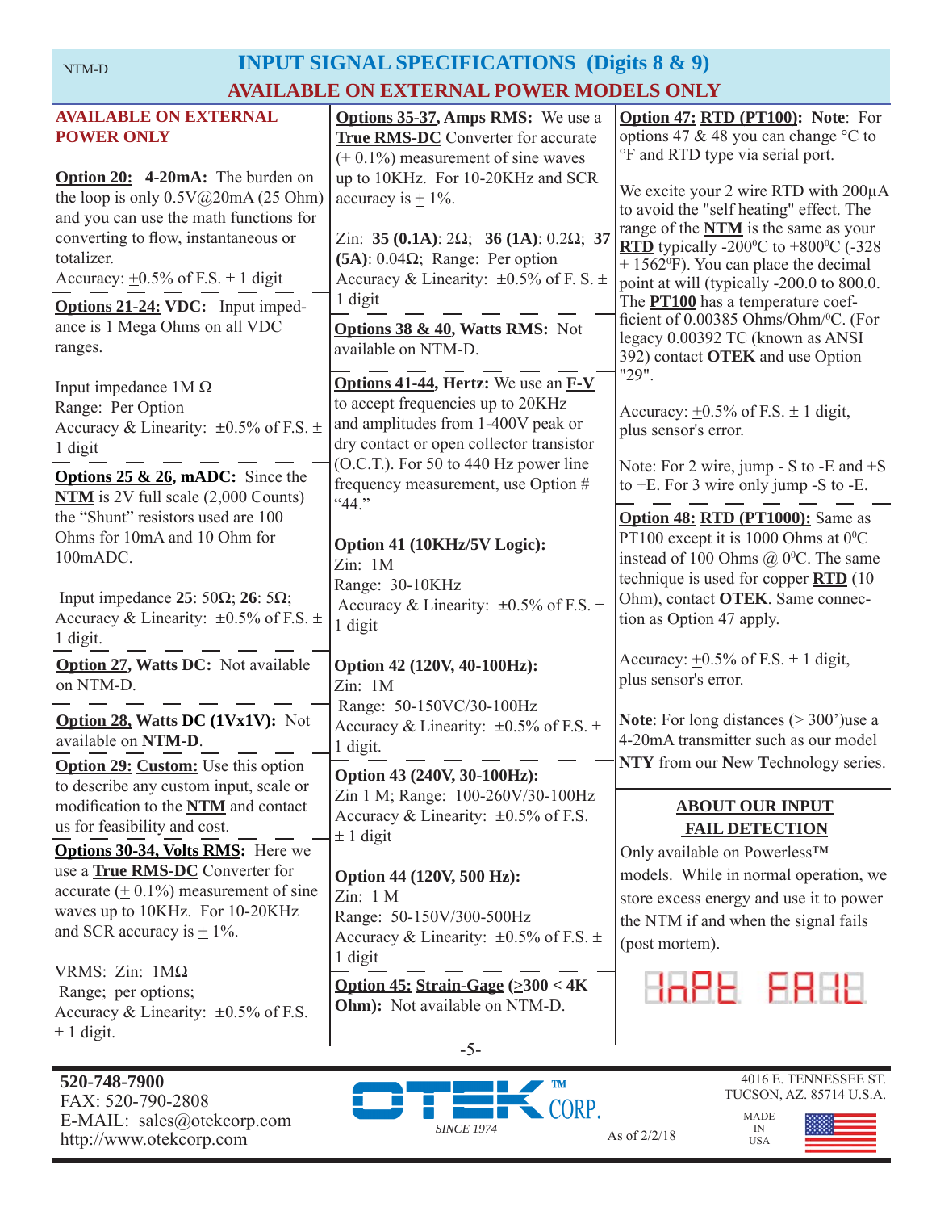# INPUT SIGNAL SPECIFICATIONS (Digits 8 & 9)

## AVAILABLE ON EXTERNAL POWER MODELS ONLY

**AVAILABLE ON EXTERNAL POWER ONLY**

**Option 20: 4-20mA:** The burden on the loop is only 0.5V@20mA (25 Ohm) and you can use the math functions for converting to flow, instantaneous or totalizer.
Accuracy: ±0.5% of F.S. ± 1 digit

**Options 21-24: VDC:** Input impedance is 1 Mega Ohms on all VDC ranges.

Input impedance 1M Ω
Range: Per Option
Accuracy & Linearity: ±0.5% of F.S. ± 1 digit

**Options 25 & 26, mADC:** Since the **NTM** is 2V full scale (2,000 Counts) the "Shunt" resistors used are 100 Ohms for 10mA and 10 Ohm for 100mADC.

Input impedance **25**: 50Ω; **26**: 5Ω;
Accuracy & Linearity: ±0.5% of F.S. ± 1 digit.

**Option 27, Watts DC:** Not available on NTM-D.

**Option 28, Watts DC (1Vx1V):** Not available on **NTM-D**.

**Option 29: Custom:** Use this option to describe any custom input, scale or modification to the **NTM** and contact us for feasibility and cost.

**Options 30-34, Volts RMS:** Here we use a **True RMS-DC** Converter for accurate (± 0.1%) measurement of sine waves up to 10KHz. For 10-20KHz and SCR accuracy is ± 1%.

VRMS: Zin: 1MΩ
Range; per options;
Accuracy & Linearity: ±0.5% of F.S. ± 1 digit.

**Options 35-37, Amps RMS:** We use a **True RMS-DC** Converter for accurate (± 0.1%) measurement of sine waves up to 10KHz. For 10-20KHz and SCR accuracy is ± 1%.

Zin: **35 (0.1A)**: 2Ω; **36 (1A)**: 0.2Ω; **37 (5A)**: 0.04Ω; Range: Per option
Accuracy & Linearity: ±0.5% of F. S. ± 1 digit

**Options 38 & 40, Watts RMS:** Not available on NTM-D.

**Options 41-44, Hertz:** We use an **F-V** to accept frequencies up to 20KHz and amplitudes from 1-400V peak or dry contact or open collector transistor (O.C.T.). For 50 to 440 Hz power line frequency measurement, use Option # "44."

**Option 41 (10KHz/5V Logic):**
Zin: 1M
Range: 30-10KHz
Accuracy & Linearity: ±0.5% of F.S. ± 1 digit

**Option 42 (120V, 40-100Hz):**
Zin: 1M
Range: 50-150VC/30-100Hz
Accuracy & Linearity: ±0.5% of F.S. ± 1 digit.

**Option 43 (240V, 30-100Hz):**
Zin 1 M; Range: 100-260V/30-100Hz
Accuracy & Linearity: ±0.5% of F.S. ± 1 digit

**Option 44 (120V, 500 Hz):**
Zin: 1 M
Range: 50-150V/300-500Hz
Accuracy & Linearity: ±0.5% of F.S. ± 1 digit

**Option 45: Strain-Gage (≥300 < 4K Ohm):** Not available on NTM-D.

**Option 47: RTD (PT100): Note**: For options 47 & 48 you can change °C to °F and RTD type via serial port.

We excite your 2 wire RTD with 200µA to avoid the "self heating" effect. The range of the **NTM** is the same as your **RTD** typically -200°C to +800°C (-328 + 1562°F). You can place the decimal point at will (typically -200.0 to 800.0. The **PT100** has a temperature coefficient of 0.00385 Ohms/Ohm/°C. (For legacy 0.00392 TC (known as ANSI 392) contact **OTEK** and use Option "29".

Accuracy: ±0.5% of F.S. ± 1 digit, plus sensor's error.

Note: For 2 wire, jump - S to -E and +S to +E. For 3 wire only jump -S to -E.

**Option 48: RTD (PT1000):** Same as PT100 except it is 1000 Ohms at 0°C instead of 100 Ohms @ 0°C. The same technique is used for copper **RTD** (10 Ohm), contact **OTEK**. Same connection as Option 47 apply.

Accuracy: ±0.5% of F.S. ± 1 digit, plus sensor's error.

**Note**: For long distances (> 300')use a 4-20mA transmitter such as our model **NTY** from our **N**ew **T**echnology series.

**ABOUT OUR INPUT FAIL DETECTION**

Only available on Powerless™ models. While in normal operation, we store excess energy and use it to power the NTM if and when the signal fails (post mortem).

INPT FAIL

520-748-7900
FAX: 520-790-2808
E-MAIL: sales@otekcorp.com
http://www.otekcorp.com

OTEK™ CORP. SINCE 1974

As of 2/2/18

4016 E. TENNESSEE ST.
TUCSON, AZ. 85714 U.S.A.
MADE IN USA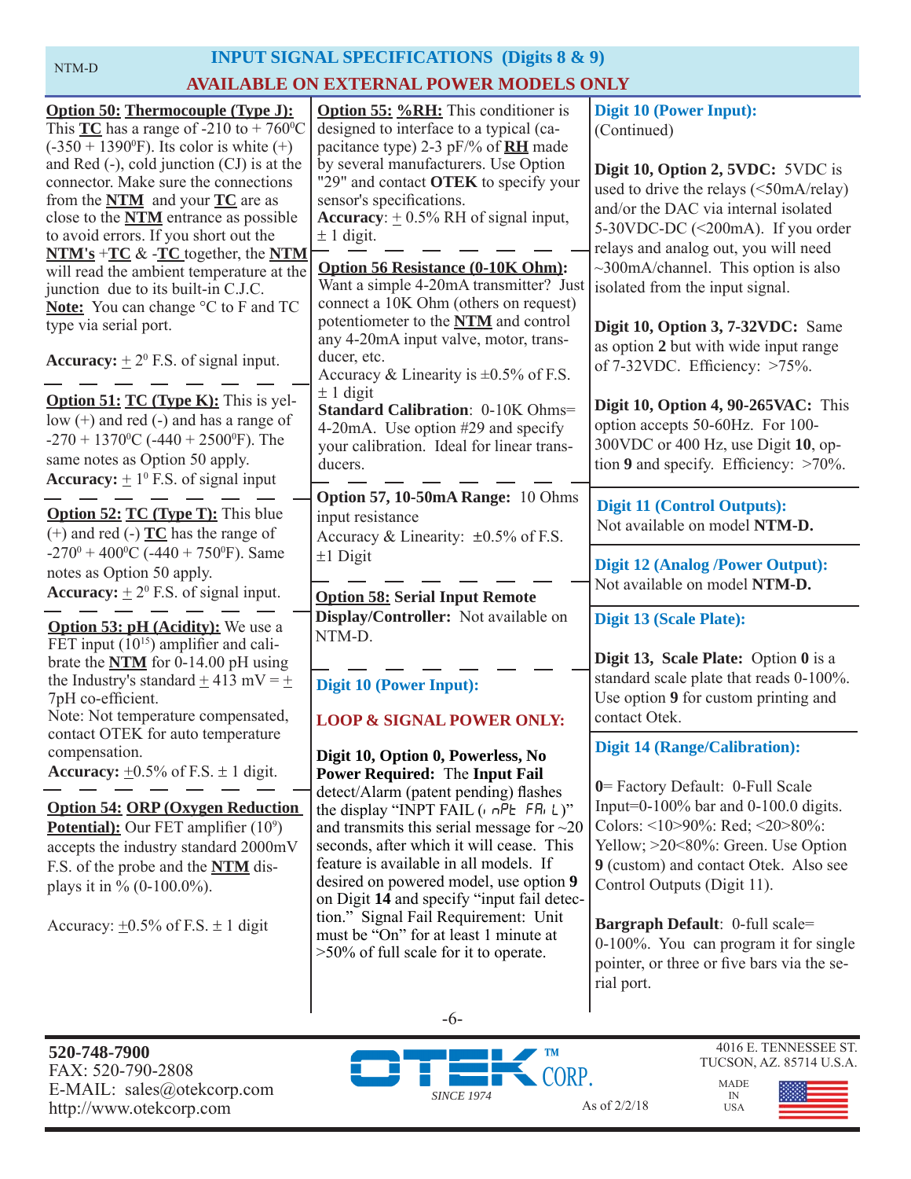## INPUT SIGNAL SPECIFICATIONS (Digits 8 & 9)

## AVAILABLE ON EXTERNAL POWER MODELS ONLY

**Option 50: Thermocouple (Type J):** This **TC** has a range of -210 to + 760°C (-350 + 1390°F). Its color is white (+) and Red (-), cold junction (CJ) is at the connector. Make sure the connections from the **NTM** and your **TC** are as close to the **NTM** entrance as possible to avoid errors. If you short out the **NTM's** +**TC** & -**TC** together, the **NTM** will read the ambient temperature at the junction due to its built-in C.J.C. **Note:** You can change °C to F and TC type via serial port.

**Accuracy:** ± 2° F.S. of signal input.

**Option 51: TC (Type K):** This is yellow (+) and red (-) and has a range of -270 + 1370°C (-440 + 2500°F). The same notes as Option 50 apply.
**Accuracy:** ± 1° F.S. of signal input

**Option 52: TC (Type T):** This blue (+) and red (-) **TC** has the range of -270° + 400°C (-440 + 750°F). Same notes as Option 50 apply.
**Accuracy:** ± 2° F.S. of signal input.

**Option 53: pH (Acidity):** We use a FET input ($10^{15}$) amplifier and calibrate the **NTM** for 0-14.00 pH using the Industry's standard ± 413 mV = ± 7pH co-efficient.
Note: Not temperature compensated, contact OTEK for auto temperature compensation.
**Accuracy:** ±0.5% of F.S. ± 1 digit.

**Option 54: ORP (Oxygen Reduction Potential):** Our FET amplifier ($10^9$) accepts the industry standard 2000mV F.S. of the probe and the **NTM** displays it in % (0-100.0%).

Accuracy: ±0.5% of F.S. ± 1 digit

**Option 55: %RH:** This conditioner is designed to interface to a typical (capacitance type) 2-3 pF/% of **RH** made by several manufacturers. Use Option "29" and contact **OTEK** to specify your sensor's specifications.
**Accuracy**: ± 0.5% RH of signal input, ± 1 digit.

**Option 56 Resistance (0-10K Ohm):** Want a simple 4-20mA transmitter? Just connect a 10K Ohm (others on request) potentiometer to the **NTM** and control any 4-20mA input valve, motor, transducer, etc.
Accuracy & Linearity is ±0.5% of F.S. ± 1 digit
**Standard Calibration**: 0-10K Ohms= 4-20mA. Use option #29 and specify your calibration. Ideal for linear transducers.

**Option 57, 10-50mA Range:** 10 Ohms input resistance
Accuracy & Linearity: ±0.5% of F.S. ±1 Digit

**Option 58: Serial Input Remote Display/Controller:** Not available on NTM-D.

### Digit 10 (Power Input):

**LOOP & SIGNAL POWER ONLY:**

**Digit 10, Option 0, Powerless, No Power Required:** The **Input Fail** detect/Alarm (patent pending) flashes the display "INPT FAIL (inPt FAiL)" and transmits this serial message for ~20 seconds, after which it will cease. This feature is available in all models. If desired on powered model, use option **9** on Digit **14** and specify "input fail detection." Signal Fail Requirement: Unit must be "On" for at least 1 minute at >50% of full scale for it to operate.

### Digit 10 (Power Input):
(Continued)

**Digit 10, Option 2, 5VDC:** 5VDC is used to drive the relays (<50mA/relay) and/or the DAC via internal isolated 5-30VDC-DC (<200mA). If you order relays and analog out, you will need ~300mA/channel. This option is also isolated from the input signal.

**Digit 10, Option 3, 7-32VDC:** Same as option **2** but with wide input range of 7-32VDC. Efficiency: >75%.

**Digit 10, Option 4, 90-265VAC:** This option accepts 50-60Hz. For 100-300VDC or 400 Hz, use Digit **10**, option **9** and specify. Efficiency: >70%.

### Digit 11 (Control Outputs):
Not available on model **NTM-D.**

### Digit 12 (Analog /Power Output):
Not available on model **NTM-D.**

### Digit 13 (Scale Plate):

**Digit 13, Scale Plate:** Option **0** is a standard scale plate that reads 0-100%. Use option **9** for custom printing and contact Otek.

### Digit 14 (Range/Calibration):

**0**= Factory Default: 0-Full Scale Input=0-100% bar and 0-100.0 digits. Colors: <10>90%: Red; <20>80%: Yellow; >20<80%: Green. Use Option **9** (custom) and contact Otek. Also see Control Outputs (Digit 11).

**Bargraph Default**: 0-full scale= 0-100%. You can program it for single pointer, or three or five bars via the serial port.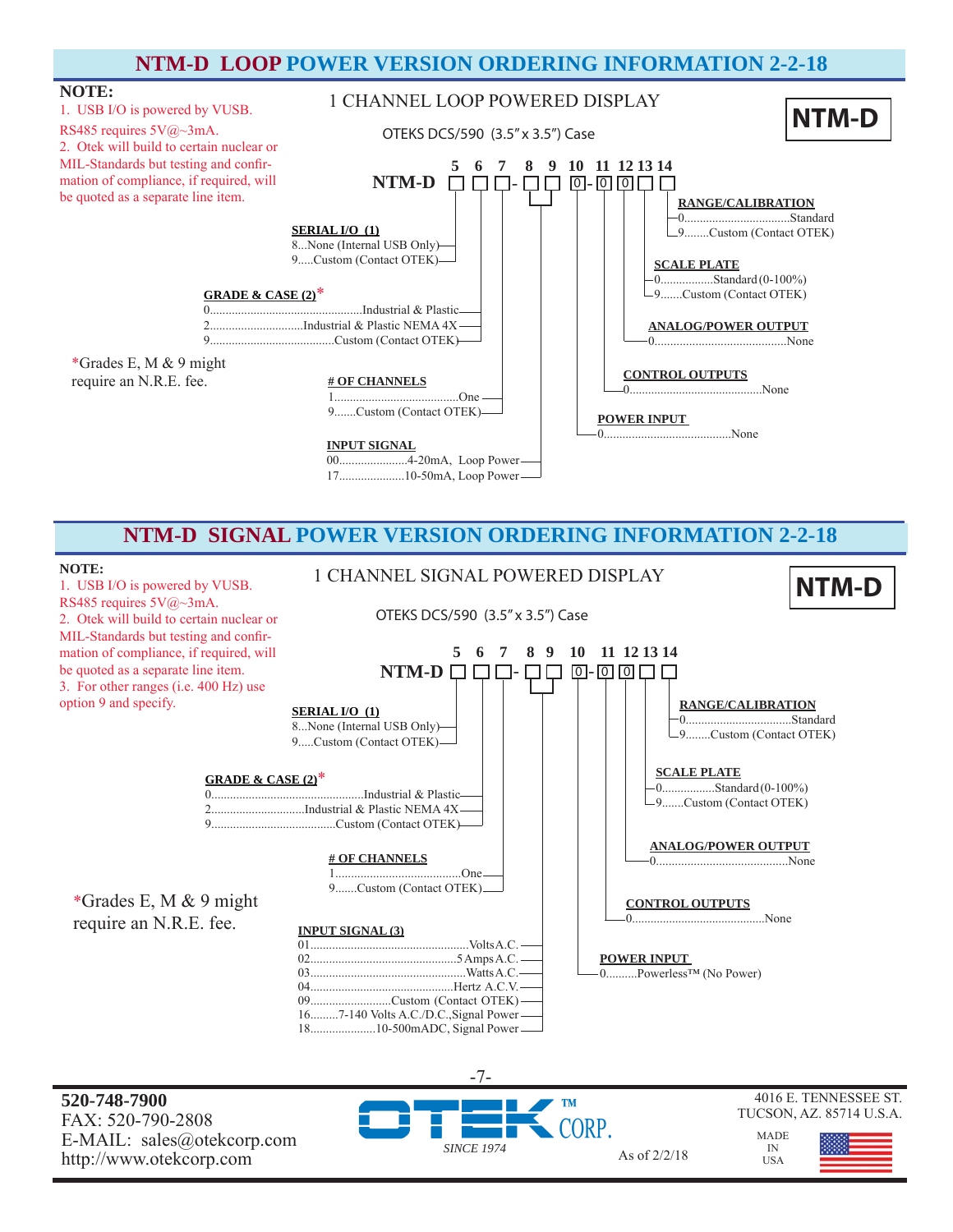## NTM-D LOOP POWER VERSION ORDERING INFORMATION 2-2-18

**NOTE:**
1. USB I/O is powered by VUSB. RS485 requires 5V@~3mA.
2. Otek will build to certain nuclear or MIL-Standards but testing and confirmation of compliance, if required, will be quoted as a separate line item.

1 CHANNEL LOOP POWERED DISPLAY

**NTM-D**

OTEKS DCS/590 (3.5" x 3.5") Case

NTM-D □ □ □ - □ □ 0 - 0 0 □ □
(positions 5 6 7 - 8 9 10 - 11 12 13 14)

**SERIAL I/O (1)** (position 5)
- 8...None (Internal USB Only)
- 9.....Custom (Contact OTEK)

**GRADE & CASE (2)*** (position 6)
- 0....Industrial & Plastic
- 2....Industrial & Plastic NEMA 4X
- 9....Custom (Contact OTEK)

*Grades E, M & 9 might require an N.R.E. fee.

**# OF CHANNELS** (position 7)
- 1....One
- 9.......Custom (Contact OTEK)

**INPUT SIGNAL** (positions 8-9)
- 00....4-20mA, Loop Power
- 17....10-50mA, Loop Power

**POWER INPUT** (position 10)
- 0....None

**CONTROL OUTPUTS** (position 11)
- 0....None

**ANALOG/POWER OUTPUT** (position 12)
- 0....None

**SCALE PLATE** (position 13)
- 0....Standard (0-100%)
- 9.......Custom (Contact OTEK)

**RANGE/CALIBRATION** (position 14)
- 0....Standard
- 9........Custom (Contact OTEK)

## NTM-D SIGNAL POWER VERSION ORDERING INFORMATION 2-2-18

**NOTE:**
1. USB I/O is powered by VUSB. RS485 requires 5V@~3mA.
2. Otek will build to certain nuclear or MIL-Standards but testing and confirmation of compliance, if required, will be quoted as a separate line item.
3. For other ranges (i.e. 400 Hz) use option 9 and specify.

1 CHANNEL SIGNAL POWERED DISPLAY

**NTM-D**

OTEKS DCS/590 (3.5" x 3.5") Case

NTM-D □ □ □ - □ □ 0 - 0 0 □ □
(positions 5 6 7 - 8 9 10 - 11 12 13 14)

**SERIAL I/O (1)** (position 5)
- 8...None (Internal USB Only)
- 9.....Custom (Contact OTEK)

**GRADE & CASE (2)*** (position 6)
- 0....Industrial & Plastic
- 2....Industrial & Plastic NEMA 4X
- 9....Custom (Contact OTEK)

*Grades E, M & 9 might require an N.R.E. fee.

**# OF CHANNELS** (position 7)
- 1....One
- 9.......Custom (Contact OTEK)

**INPUT SIGNAL (3)** (positions 8-9)
- 01....Volts A.C.
- 02....5 Amps A.C.
- 03....Watts A.C.
- 04....Hertz A.C.V.
- 09....Custom (Contact OTEK)
- 16.........7-140 Volts A.C./D.C., Signal Power
- 18....10-500mADC, Signal Power

**POWER INPUT** (position 10)
- 0.........Powerless™ (No Power)

**CONTROL OUTPUTS** (position 11)
- 0....None

**ANALOG/POWER OUTPUT** (position 12)
- 0....None

**SCALE PLATE** (position 13)
- 0....Standard (0-100%)
- 9.......Custom (Contact OTEK)

**RANGE/CALIBRATION** (position 14)
- 0....Standard
- 9........Custom (Contact OTEK)

**520-748-7900**
FAX: 520-790-2808
E-MAIL: sales@otekcorp.com
http://www.otekcorp.com

OTEK™ CORP. SINCE 1974

As of 2/2/18

4016 E. TENNESSEE ST.
TUCSON, AZ. 85714 U.S.A.

MADE IN USA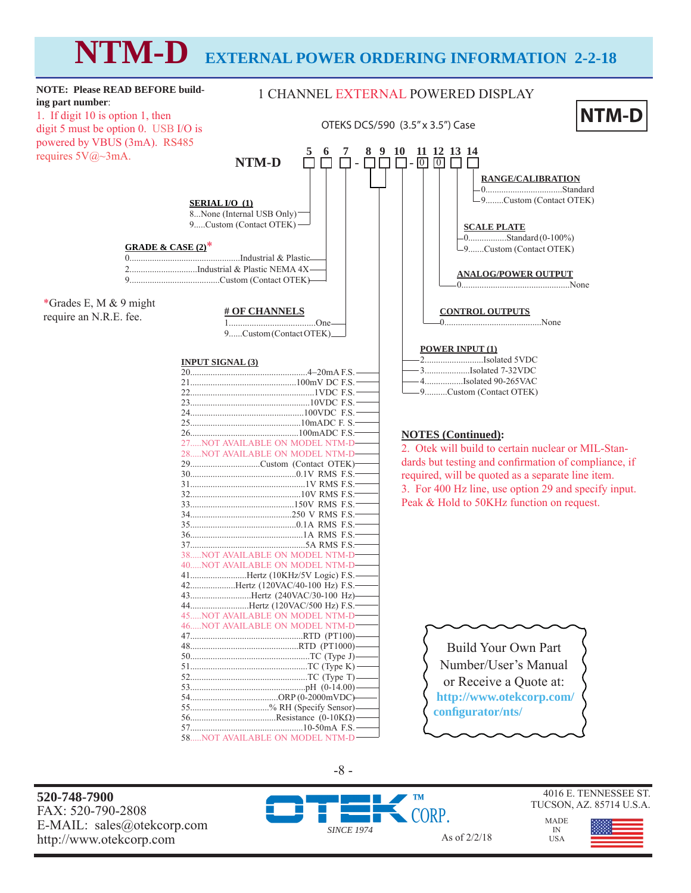# NTM-D EXTERNAL POWER ORDERING INFORMATION 2-2-18

**NOTE: Please READ BEFORE building part number**:

1. If digit 10 is option 1, then digit 5 must be option 0. USB I/O is powered by VBUS (3mA). RS485 requires 5V@~3mA.

## 1 CHANNEL EXTERNAL POWERED DISPLAY

**NTM-D**

OTEKS DCS/590 (3.5" x 3.5") Case

**NTM-D** □ □ □ - □ □ □ - 0 0 □ □
(Digits: 5 6 7 - 8 9 10 - 11 12 13 14)

### SERIAL I/O (1)
- 8...None (Internal USB Only)
- 9.....Custom (Contact OTEK)

### GRADE & CASE (2)*
- 0....Industrial & Plastic
- 2....Industrial & Plastic NEMA 4X
- 9....Custom (Contact OTEK)

*Grades E, M & 9 might require an N.R.E. fee.

### # OF CHANNELS
- 1....One
- 9......Custom (Contact OTEK)

### INPUT SIGNAL (3)
- 20....4–20mA F.S.
- 21....100mV DC F.S.
- 22....1VDC F.S.
- 23....10VDC F.S.
- 24....100VDC F.S.
- 25....10mADC F. S.
- 26....100mADC F.S.
- 27.....NOT AVAILABLE ON MODEL NTM-D
- 28.....NOT AVAILABLE ON MODEL NTM-D
- 29....Custom (Contact OTEK)
- 30....0.1V RMS F.S.
- 31....1V RMS F.S.
- 32....10V RMS F.S.
- 33....150V RMS F.S.
- 34....250 V RMS F.S.
- 35....0.1A RMS F.S.
- 36....1A RMS F.S.
- 37....5A RMS F.S.
- 38.....NOT AVAILABLE ON MODEL NTM-D
- 40.....NOT AVAILABLE ON MODEL NTM-D
- 41....Hertz (10KHz/5V Logic) F.S.
- 42....Hertz (120VAC/40-100 Hz) F.S.
- 43....Hertz (240VAC/30-100 Hz)
- 44....Hertz (120VAC/500 Hz) F.S.
- 45.....NOT AVAILABLE ON MODEL NTM-D
- 46.....NOT AVAILABLE ON MODEL NTM-D
- 47....RTD (PT100)
- 48....RTD (PT1000)
- 50....TC (Type J)
- 51....TC (Type K)
- 52....TC (Type T)
- 53....pH (0-14.00)
- 54....ORP (0-2000mVDC)
- 55....% RH (Specify Sensor)
- 56....Resistance (0-10KΩ)
- 57....10-50mA F.S.
- 58.....NOT AVAILABLE ON MODEL NTM-D

### POWER INPUT (1)
- 2....Isolated 5VDC
- 3....Isolated 7-32VDC
- 4....Isolated 90-265VAC
- 9.........Custom (Contact OTEK)

### CONTROL OUTPUTS
- 0....None

### ANALOG/POWER OUTPUT
- 0....None

### SCALE PLATE
- 0....Standard (0-100%)
- 9.......Custom (Contact OTEK)

### RANGE/CALIBRATION
- 0....Standard
- 9........Custom (Contact OTEK)

### NOTES (Continued):

2. Otek will build to certain nuclear or MIL-Standards but testing and confirmation of compliance, if required, will be quoted as a separate line item.
3. For 400 Hz line, use option 29 and specify input. Peak & Hold to 50KHz function on request.

Build Your Own Part Number/User's Manual or Receive a Quote at: **http://www.otekcorp.com/configurator/nts/**

**520-748-7900**
FAX: 520-790-2808
E-MAIL: sales@otekcorp.com
http://www.otekcorp.com

OTEK™ CORP. SINCE 1974

As of 2/2/18

4016 E. TENNESSEE ST.
TUCSON, AZ. 85714 U.S.A.

MADE IN USA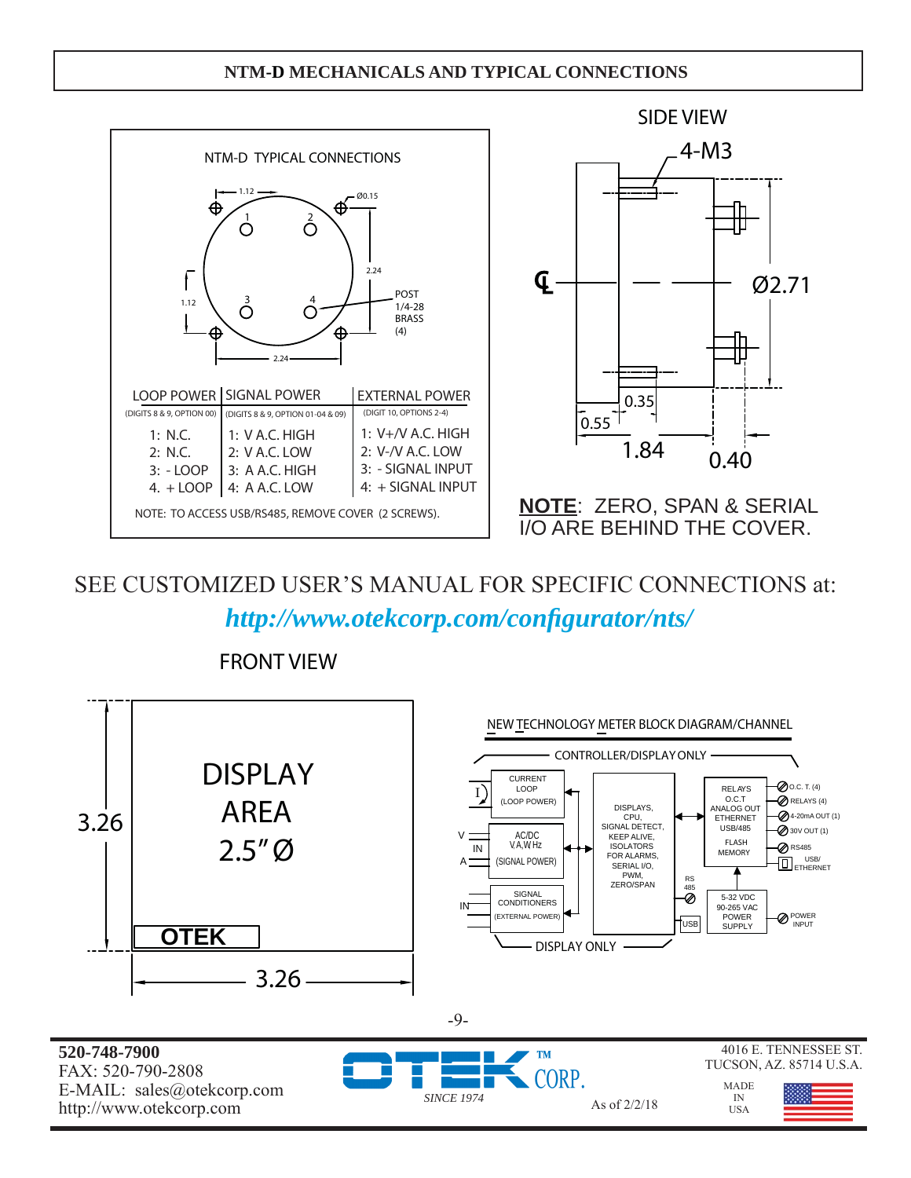## NTM-D MECHANICALS AND TYPICAL CONNECTIONS

NTM-D TYPICAL CONNECTIONS

1.12
Ø0.15
1
2
2.24
POST
1/4-28
BRASS
(4)
1.12
3
4
2.24

| LOOP POWER (DIGITS 8 & 9, OPTION 00) | SIGNAL POWER (DIGITS 8 & 9, OPTION 01-04 & 09) | EXTERNAL POWER (DIGIT 10, OPTIONS 2-4) |
|---|---|---|
| 1: N.C. | 1: V A.C. HIGH | 1: V+/V A.C. HIGH |
| 2: N.C. | 2: V A.C. LOW | 2: V-/V A.C. LOW |
| 3: - LOOP | 3: A A.C. HIGH | 3: - SIGNAL INPUT |
| 4. + LOOP | 4: A A.C. LOW | 4: + SIGNAL INPUT |

NOTE: TO ACCESS USB/RS485, REMOVE COVER (2 SCREWS).

SIDE VIEW

4-M3
℄
Ø2.71
0.35
0.55
1.84
0.40

**NOTE**: ZERO, SPAN & SERIAL I/O ARE BEHIND THE COVER.

SEE CUSTOMIZED USER'S MANUAL FOR SPECIFIC CONNECTIONS at:

***http://www.otekcorp.com/configurator/nts/***

FRONT VIEW

DISPLAY AREA 2.5" Ø
OTEK
3.26
3.26

NEW TECHNOLOGY METER BLOCK DIAGRAM/CHANNEL

CONTROLLER/DISPLAY ONLY

I
CURRENT LOOP (LOOP POWER)
V
IN
A
AC/DC V,A,W Hz (SIGNAL POWER)
IN
SIGNAL CONDITIONERS (EXTERNAL POWER)
DISPLAYS, CPU, SIGNAL DETECT, KEEP ALIVE, ISOLATORS FOR ALARMS, SERIAL I/O, PWM, ZERO/SPAN
RS 485
USB
RELAYS O.C.T ANALOG OUT ETHERNET USB/485
FLASH MEMORY
O.C. T. (4)
RELAYS (4)
4-20mA OUT (1)
30V OUT (1)
RS485
USB/ ETHERNET
5-32 VDC 90-265 VAC POWER SUPPLY
POWER INPUT

DISPLAY ONLY

**520-748-7900**
FAX: 520-790-2808
E-MAIL: sales@otekcorp.com
http://www.otekcorp.com

OTEK™ CORP.
*SINCE 1974*

As of 2/2/18

4016 E. TENNESSEE ST.
TUCSON, AZ. 85714 U.S.A.

MADE IN USA